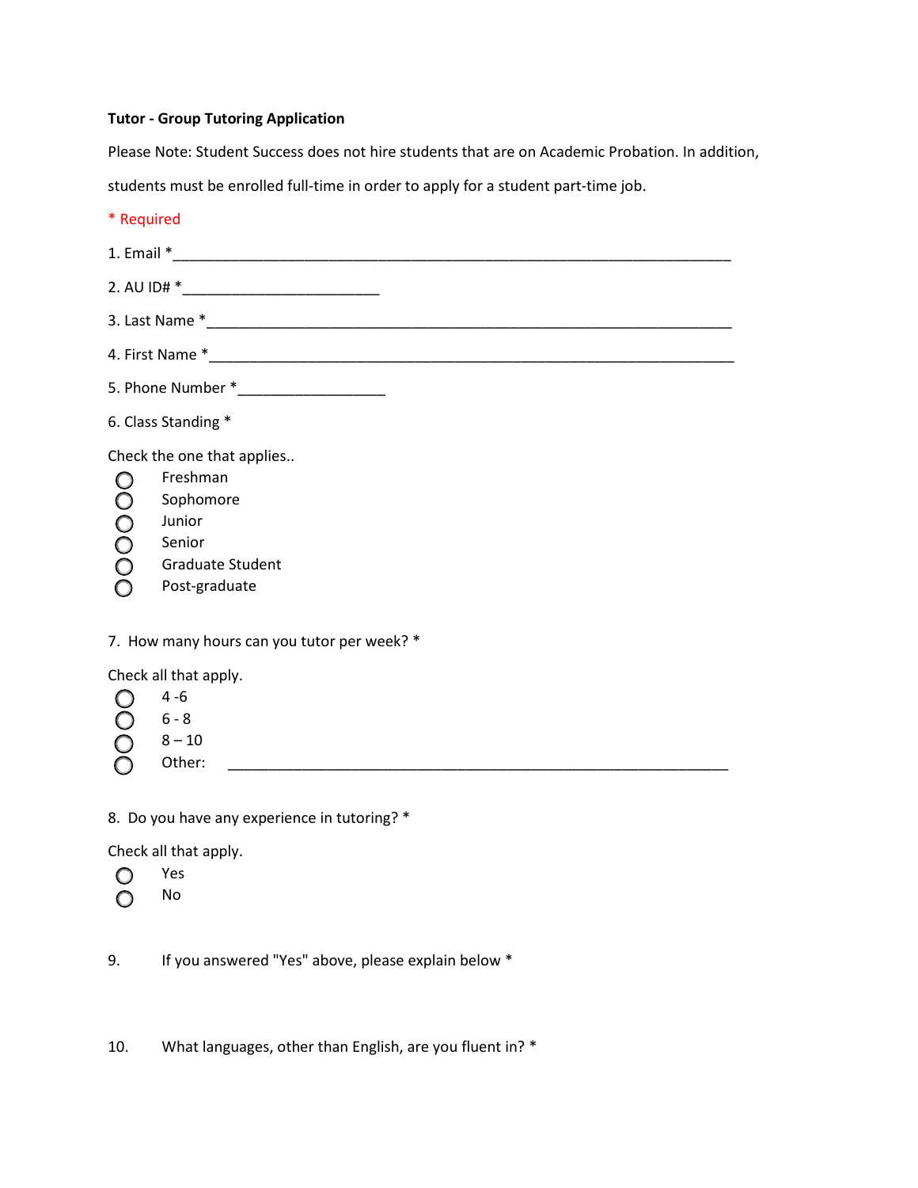**Tutor - Group Tutoring Application**

Please Note: Student Success does not hire students that are on Academic Probation. In addition, students must be enrolled full-time in order to apply for a student part-time job.

\* Required

1. Email *______________________________________________________________________

2. AU ID# *_________________________

3. Last Name *__________________________________________________________________

4. First Name *__________________________________________________________________

5. Phone Number *__________________

6. Class Standing *

Check the one that applies..

- ○ Freshman
- ○ Sophomore
- ○ Junior
- ○ Senior
- ○ Graduate Student
- ○ Post-graduate

7. How many hours can you tutor per week? *

Check all that apply.

- ○ 4 -6
- ○ 6 - 8
- ○ 8 – 10
- ○ Other: _______________________________________________________________

8. Do you have any experience in tutoring? *

Check all that apply.

- ○ Yes
- ○ No

9. If you answered "Yes" above, please explain below *

10. What languages, other than English, are you fluent in? *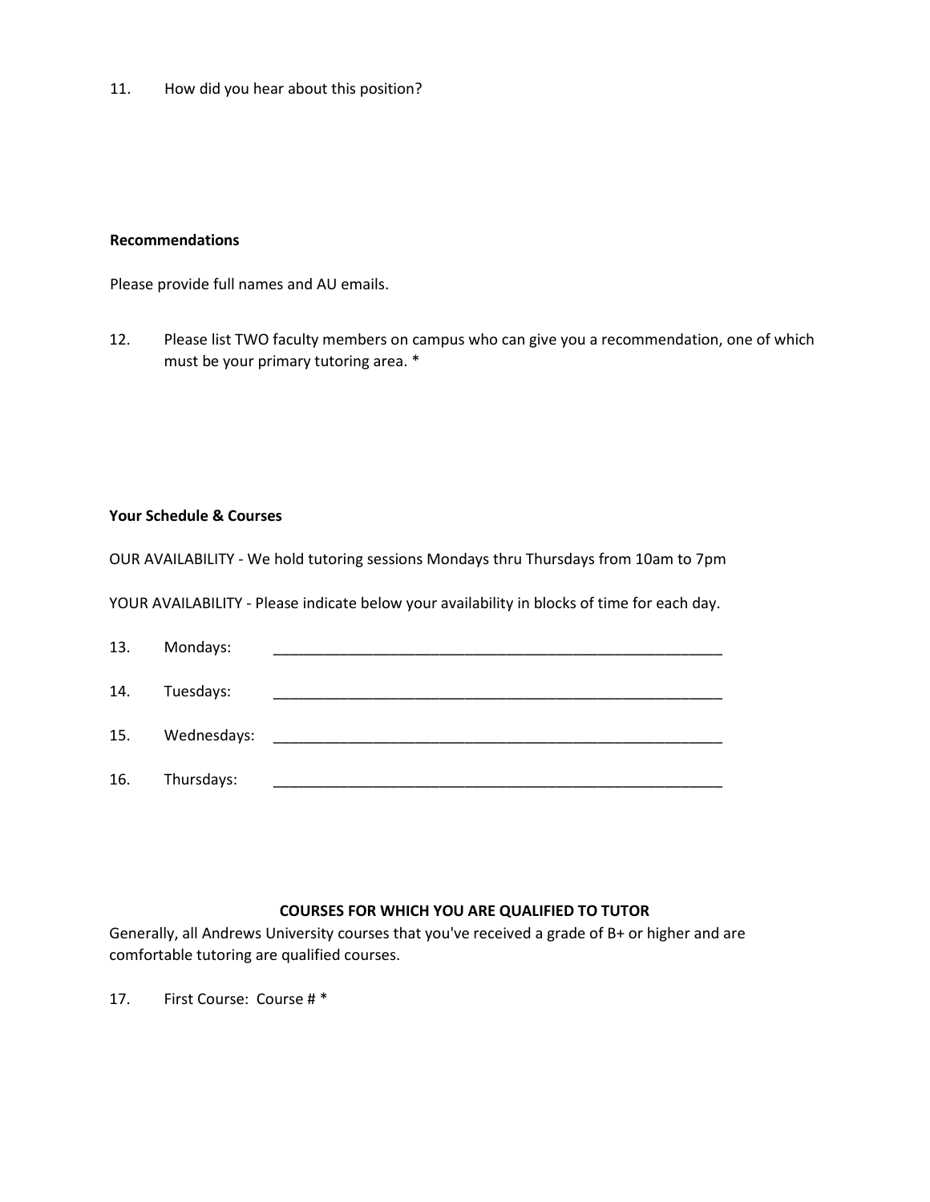11. How did you hear about this position?

**Recommendations**

Please provide full names and AU emails.

12. Please list TWO faculty members on campus who can give you a recommendation, one of which must be your primary tutoring area. *

**Your Schedule & Courses**

OUR AVAILABILITY - We hold tutoring sessions Mondays thru Thursdays from 10am to 7pm

YOUR AVAILABILITY - Please indicate below your availability in blocks of time for each day.

13. Mondays: ________________________________________________________

14. Tuesdays: ________________________________________________________

15. Wednesdays: ________________________________________________________

16. Thursdays: ________________________________________________________

**COURSES FOR WHICH YOU ARE QUALIFIED TO TUTOR**

Generally, all Andrews University courses that you've received a grade of B+ or higher and are comfortable tutoring are qualified courses.

17. First Course: Course # *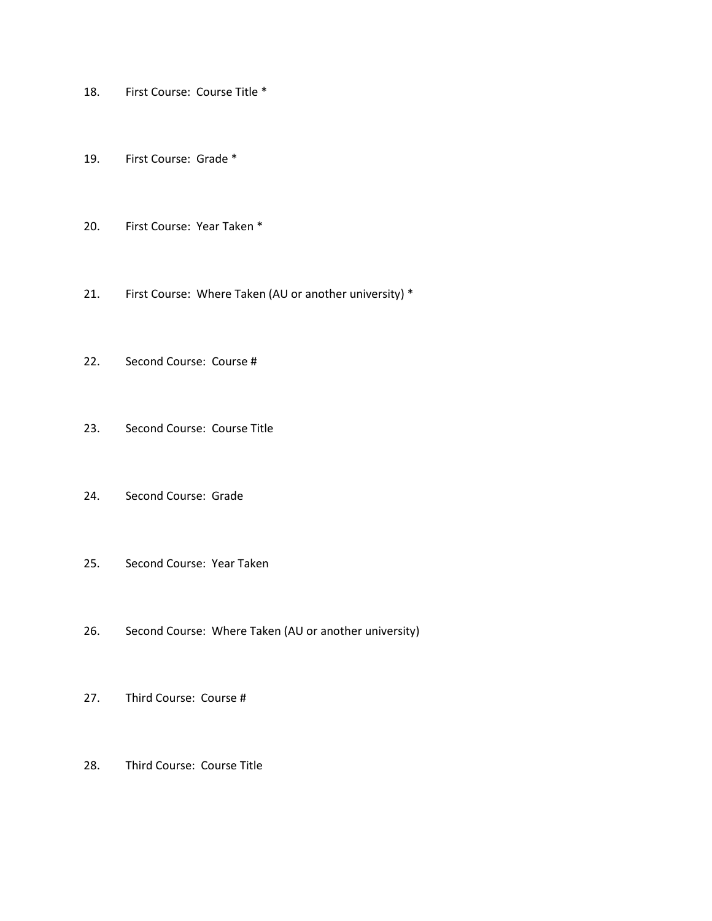18. First Course: Course Title *

19. First Course: Grade *

20. First Course: Year Taken *

21. First Course: Where Taken (AU or another university) *

22. Second Course: Course #

23. Second Course: Course Title

24. Second Course: Grade

25. Second Course: Year Taken

26. Second Course: Where Taken (AU or another university)

27. Third Course: Course #

28. Third Course: Course Title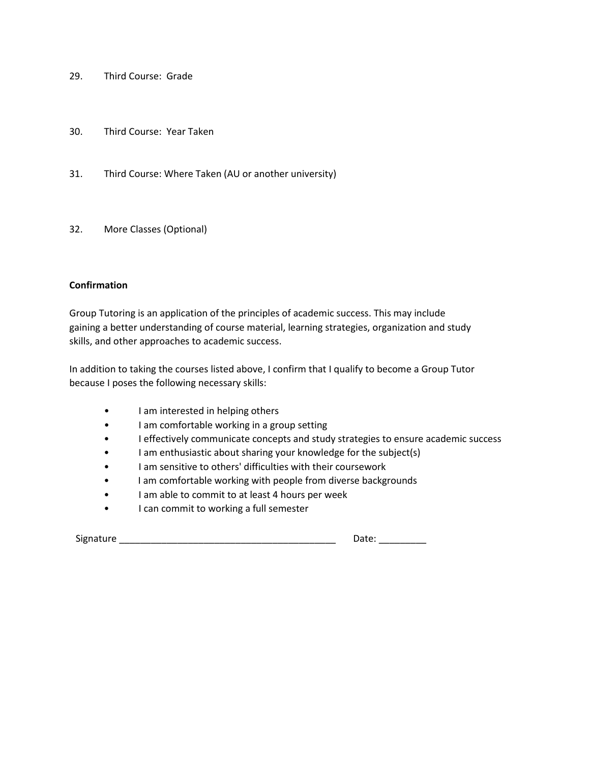29. Third Course: Grade

30. Third Course: Year Taken

31. Third Course: Where Taken (AU or another university)

32. More Classes (Optional)

**Confirmation**

Group Tutoring is an application of the principles of academic success. This may include gaining a better understanding of course material, learning strategies, organization and study skills, and other approaches to academic success.

In addition to taking the courses listed above, I confirm that I qualify to become a Group Tutor because I poses the following necessary skills:

- I am interested in helping others
- I am comfortable working in a group setting
- I effectively communicate concepts and study strategies to ensure academic success
- I am enthusiastic about sharing your knowledge for the subject(s)
- I am sensitive to others' difficulties with their coursework
- I am comfortable working with people from diverse backgrounds
- I am able to commit to at least 4 hours per week
- I can commit to working a full semester

Signature ________________________________________ Date: _________